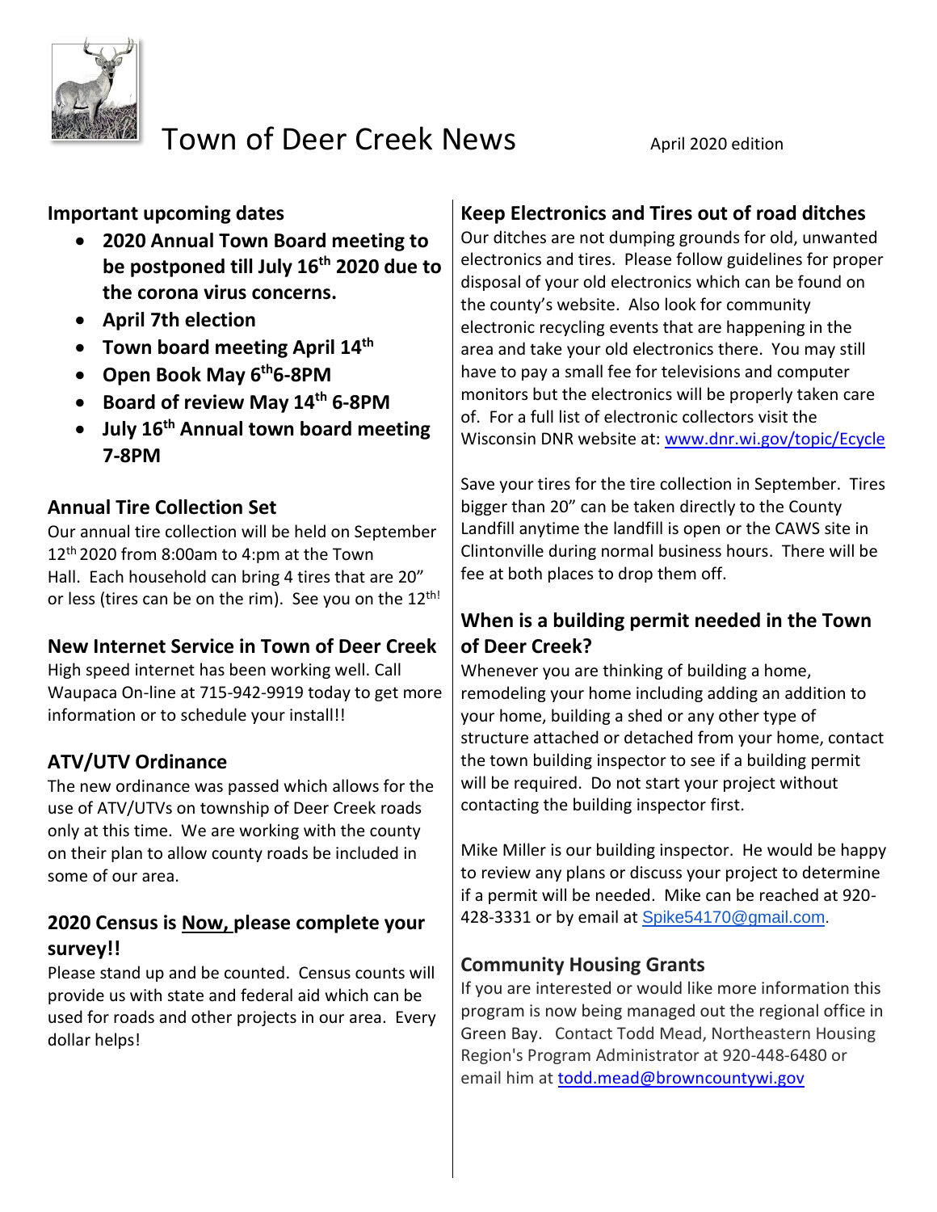# Town of Deer Creek News

April 2020 edition

## Important upcoming dates

- **2020 Annual Town Board meeting to be postponed till July 16th 2020 due to the corona virus concerns.**
- **April 7th election**
- **Town board meeting April 14th**
- **Open Book May 6th 6-8PM**
- **Board of review May 14th 6-8PM**
- **July 16th Annual town board meeting 7-8PM**

## Annual Tire Collection Set

Our annual tire collection will be held on September 12th 2020 from 8:00am to 4:pm at the Town Hall. Each household can bring 4 tires that are 20" or less (tires can be on the rim). See you on the 12th!

## New Internet Service in Town of Deer Creek

High speed internet has been working well. Call Waupaca On-line at 715-942-9919 today to get more information or to schedule your install!!

## ATV/UTV Ordinance

The new ordinance was passed which allows for the use of ATV/UTVs on township of Deer Creek roads only at this time. We are working with the county on their plan to allow county roads be included in some of our area.

## 2020 Census is Now, please complete your survey!!

Please stand up and be counted. Census counts will provide us with state and federal aid which can be used for roads and other projects in our area. Every dollar helps!

## Keep Electronics and Tires out of road ditches

Our ditches are not dumping grounds for old, unwanted electronics and tires. Please follow guidelines for proper disposal of your old electronics which can be found on the county's website. Also look for community electronic recycling events that are happening in the area and take your old electronics there. You may still have to pay a small fee for televisions and computer monitors but the electronics will be properly taken care of. For a full list of electronic collectors visit the Wisconsin DNR website at: www.dnr.wi.gov/topic/Ecycle

Save your tires for the tire collection in September. Tires bigger than 20" can be taken directly to the County Landfill anytime the landfill is open or the CAWS site in Clintonville during normal business hours. There will be fee at both places to drop them off.

## When is a building permit needed in the Town of Deer Creek?

Whenever you are thinking of building a home, remodeling your home including adding an addition to your home, building a shed or any other type of structure attached or detached from your home, contact the town building inspector to see if a building permit will be required. Do not start your project without contacting the building inspector first.

Mike Miller is our building inspector. He would be happy to review any plans or discuss your project to determine if a permit will be needed. Mike can be reached at 920-428-3331 or by email at Spike54170@gmail.com.

## Community Housing Grants

If you are interested or would like more information this program is now being managed out the regional office in Green Bay. Contact Todd Mead, Northeastern Housing Region's Program Administrator at 920-448-6480 or email him at todd.mead@browncountywi.gov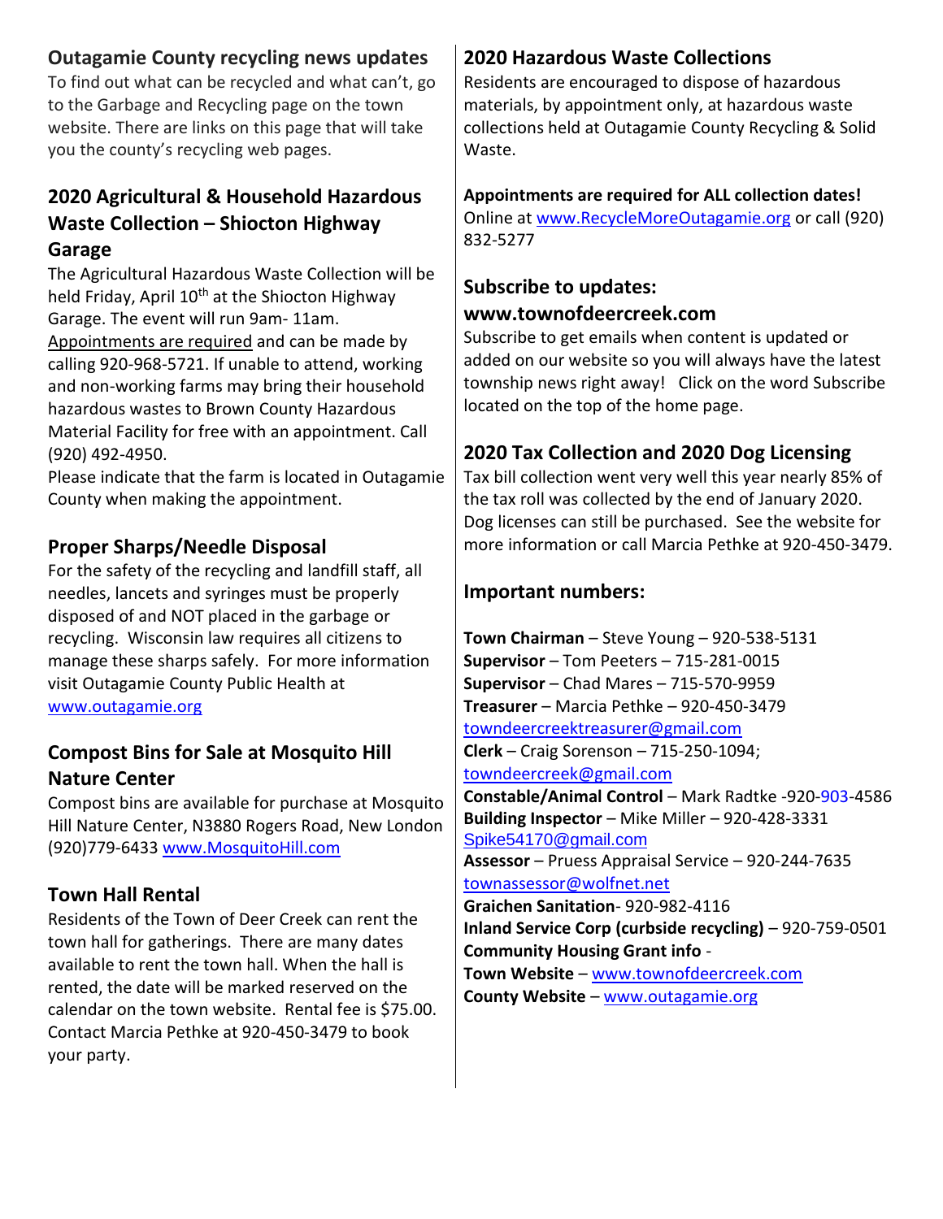## Outagamie County recycling news updates

To find out what can be recycled and what can't, go to the Garbage and Recycling page on the town website. There are links on this page that will take you the county's recycling web pages.

## 2020 Agricultural & Household Hazardous Waste Collection – Shiocton Highway Garage

The Agricultural Hazardous Waste Collection will be held Friday, April 10th at the Shiocton Highway Garage. The event will run 9am- 11am. Appointments are required and can be made by calling 920-968-5721. If unable to attend, working and non-working farms may bring their household hazardous wastes to Brown County Hazardous Material Facility for free with an appointment. Call (920) 492-4950.

Please indicate that the farm is located in Outagamie County when making the appointment.

## Proper Sharps/Needle Disposal

For the safety of the recycling and landfill staff, all needles, lancets and syringes must be properly disposed of and NOT placed in the garbage or recycling. Wisconsin law requires all citizens to manage these sharps safely. For more information visit Outagamie County Public Health at www.outagamie.org

## Compost Bins for Sale at Mosquito Hill Nature Center

Compost bins are available for purchase at Mosquito Hill Nature Center, N3880 Rogers Road, New London (920)779-6433 www.MosquitoHill.com

## Town Hall Rental

Residents of the Town of Deer Creek can rent the town hall for gatherings. There are many dates available to rent the town hall. When the hall is rented, the date will be marked reserved on the calendar on the town website. Rental fee is $75.00. Contact Marcia Pethke at 920-450-3479 to book your party.

## 2020 Hazardous Waste Collections

Residents are encouraged to dispose of hazardous materials, by appointment only, at hazardous waste collections held at Outagamie County Recycling & Solid Waste.

**Appointments are required for ALL collection dates!**
Online at www.RecycleMoreOutagamie.org or call (920) 832-5277

## Subscribe to updates: www.townofdeercreek.com

Subscribe to get emails when content is updated or added on our website so you will always have the latest township news right away! Click on the word Subscribe located on the top of the home page.

## 2020 Tax Collection and 2020 Dog Licensing

Tax bill collection went very well this year nearly 85% of the tax roll was collected by the end of January 2020. Dog licenses can still be purchased. See the website for more information or call Marcia Pethke at 920-450-3479.

## Important numbers:

**Town Chairman** – Steve Young – 920-538-5131
**Supervisor** – Tom Peeters – 715-281-0015
**Supervisor** – Chad Mares – 715-570-9959
**Treasurer** – Marcia Pethke – 920-450-3479
towndeercreektreasurer@gmail.com
**Clerk** – Craig Sorenson – 715-250-1094;
towndeercreek@gmail.com
**Constable/Animal Control** – Mark Radtke -920-903-4586
**Building Inspector** – Mike Miller – 920-428-3331
Spike54170@gmail.com
**Assessor** – Pruess Appraisal Service – 920-244-7635
townassessor@wolfnet.net
**Graichen Sanitation**- 920-982-4116
**Inland Service Corp (curbside recycling)** – 920-759-0501
**Community Housing Grant info** -
**Town Website** – www.townofdeercreek.com
**County Website** – www.outagamie.org